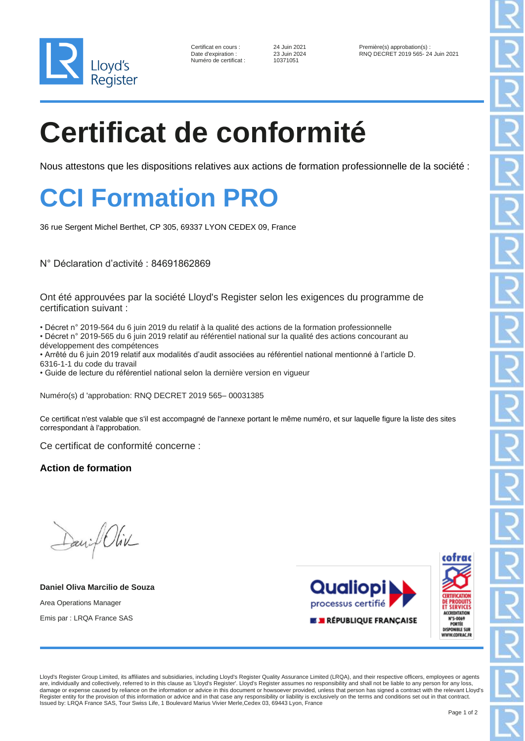Lloyd's Register

| | | |
|---|---|---|
| Certificat en cours : | 24 Juin 2021 | Première(s) approbation(s) : |
| Date d'expiration : | 23 Juin 2024 | RNQ DECRET 2019 565- 24 Juin 2021 |
| Numéro de certificat : | 10371051 | |

# Certificat de conformité

Nous attestons que les dispositions relatives aux actions de formation professionnelle de la société :

## CCI Formation PRO

36 rue Sergent Michel Berthet, CP 305, 69337 LYON CEDEX 09, France

N° Déclaration d'activité : 84691862869

Ont été approuvées par la société Lloyd's Register selon les exigences du programme de certification suivant :

• Décret n° 2019-564 du 6 juin 2019 du relatif à la qualité des actions de la formation professionnelle
• Décret n° 2019-565 du 6 juin 2019 relatif au référentiel national sur la qualité des actions concourant au développement des compétences
• Arrêté du 6 juin 2019 relatif aux modalités d'audit associées au référentiel national mentionné à l'article D. 6316-1-1 du code du travail
• Guide de lecture du référentiel national selon la dernière version en vigueur

Numéro(s) d 'approbation: RNQ DECRET 2019 565– 00031385

Ce certificat n'est valable que s'il est accompagné de l'annexe portant le même numéro, et sur laquelle figure la liste des sites correspondant à l'approbation.

Ce certificat de conformité concerne :

**Action de formation**

**Daniel Oliva Marcilio de Souza**

Area Operations Manager

Emis par : LRQA France SAS

Qualiopi processus certifié

RÉPUBLIQUE FRANÇAISE

cofrac CERTIFICATION DE PRODUITS ET SERVICES ACCREDITATION N°5-0069 PORTÉE DISPONIBLE SUR WWW.COFRAC.FR

Lloyd's Register Group Limited, its affiliates and subsidiaries, including Lloyd's Register Quality Assurance Limited (LRQA), and their respective officers, employees or agents are, individually and collectively, referred to in this clause as 'Lloyd's Register'. Lloyd's Register assumes no responsibility and shall not be liable to any person for any loss, damage or expense caused by reliance on the information or advice in this document or howsoever provided, unless that person has signed a contract with the relevant Lloyd's Register entity for the provision of this information or advice and in that case any responsibility or liability is exclusively on the terms and conditions set out in that contract.
Issued by: LRQA France SAS, Tour Swiss Life, 1 Boulevard Marius Vivier Merle,Cedex 03, 69443 Lyon, France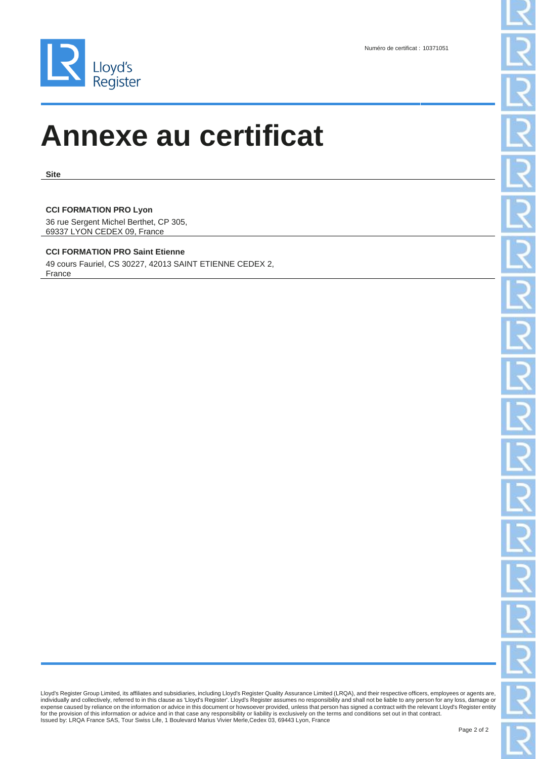Numéro de certificat : 10371051

# Annexe au certificat

**Site**

**CCI FORMATION PRO Lyon**

36 rue Sergent Michel Berthet, CP 305,
69337 LYON CEDEX 09, France

**CCI FORMATION PRO Saint Etienne**

49 cours Fauriel, CS 30227, 42013 SAINT ETIENNE CEDEX 2,
France

Lloyd's Register Group Limited, its affiliates and subsidiaries, including Lloyd's Register Quality Assurance Limited (LRQA), and their respective officers, employees or agents are, individually and collectively, referred to in this clause as 'Lloyd's Register'. Lloyd's Register assumes no responsibility and shall not be liable to any person for any loss, damage or expense caused by reliance on the information or advice in this document or howsoever provided, unless that person has signed a contract with the relevant Lloyd's Register entity for the provision of this information or advice and in that case any responsibility or liability is exclusively on the terms and conditions set out in that contract.
Issued by: LRQA France SAS, Tour Swiss Life, 1 Boulevard Marius Vivier Merle,Cedex 03, 69443 Lyon, France